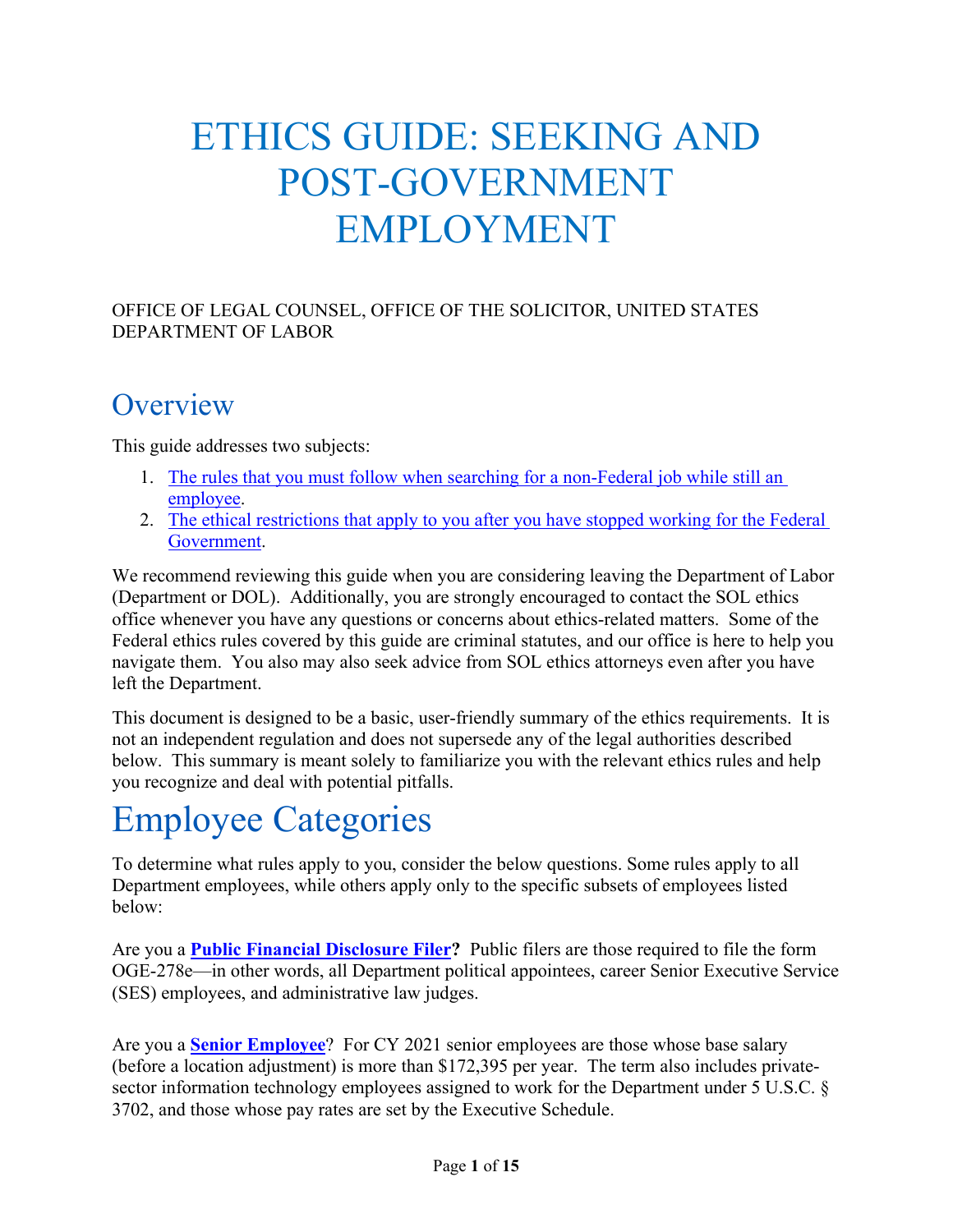# ETHICS GUIDE: SEEKING AND POST-GOVERNMENT EMPLOYMENT

OFFICE OF LEGAL COUNSEL, OFFICE OF THE SOLICITOR, UNITED STATES DEPARTMENT OF LABOR

## Overview

This guide addresses two subjects:

1. The rules that you must follow when searching for a non-Federal job while still an employee.
2. The ethical restrictions that apply to you after you have stopped working for the Federal Government.

We recommend reviewing this guide when you are considering leaving the Department of Labor (Department or DOL). Additionally, you are strongly encouraged to contact the SOL ethics office whenever you have any questions or concerns about ethics-related matters. Some of the Federal ethics rules covered by this guide are criminal statutes, and our office is here to help you navigate them. You also may also seek advice from SOL ethics attorneys even after you have left the Department.

This document is designed to be a basic, user-friendly summary of the ethics requirements. It is not an independent regulation and does not supersede any of the legal authorities described below. This summary is meant solely to familiarize you with the relevant ethics rules and help you recognize and deal with potential pitfalls.

# Employee Categories

To determine what rules apply to you, consider the below questions. Some rules apply to all Department employees, while others apply only to the specific subsets of employees listed below:

Are you a **Public Financial Disclosure Filer?** Public filers are those required to file the form OGE-278e—in other words, all Department political appointees, career Senior Executive Service (SES) employees, and administrative law judges.

Are you a **Senior Employee**? For CY 2021 senior employees are those whose base salary (before a location adjustment) is more than $172,395 per year. The term also includes private-sector information technology employees assigned to work for the Department under 5 U.S.C. § 3702, and those whose pay rates are set by the Executive Schedule.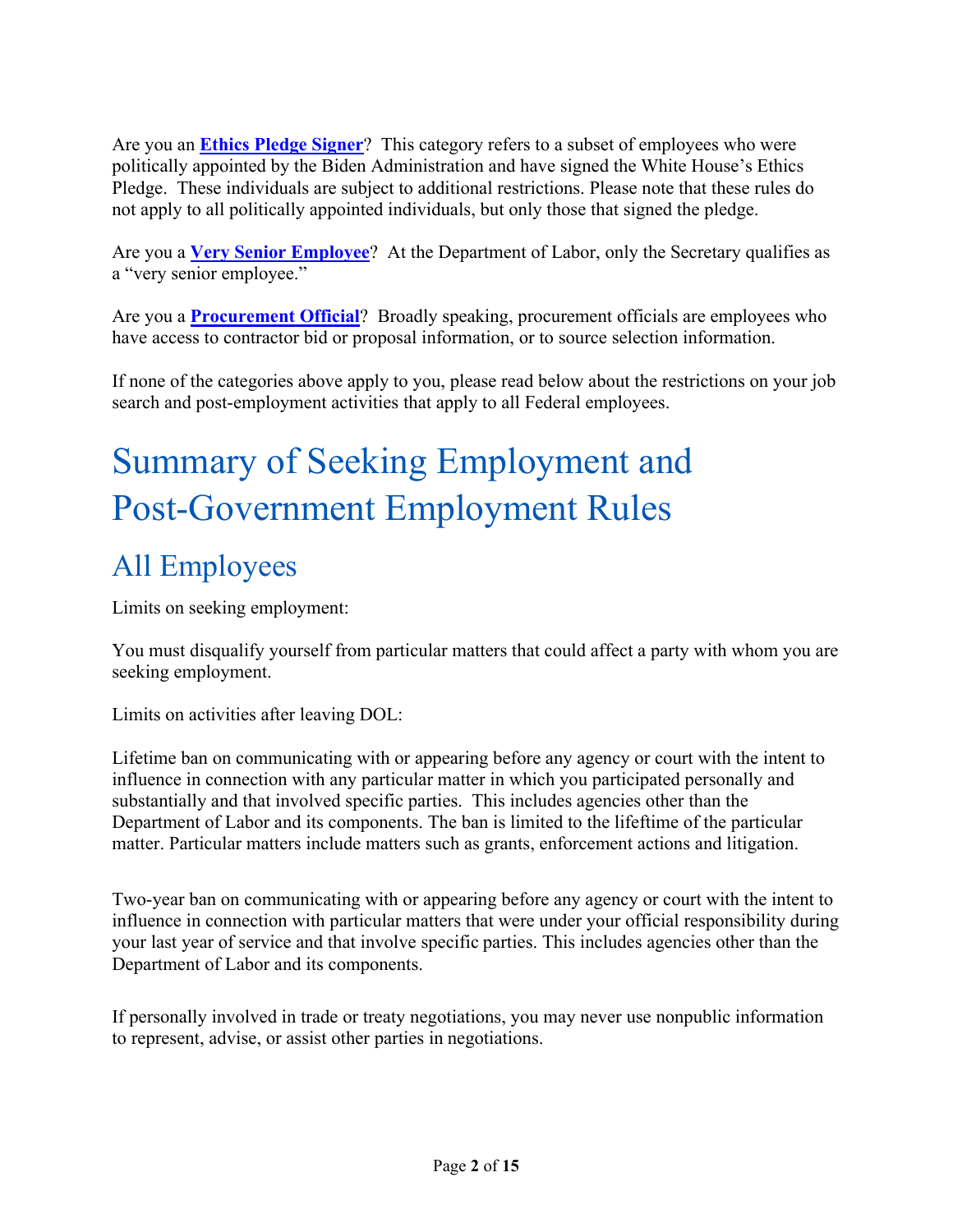Are you an **Ethics Pledge Signer**? This category refers to a subset of employees who were politically appointed by the Biden Administration and have signed the White House's Ethics Pledge. These individuals are subject to additional restrictions. Please note that these rules do not apply to all politically appointed individuals, but only those that signed the pledge.

Are you a **Very Senior Employee**? At the Department of Labor, only the Secretary qualifies as a "very senior employee."

Are you a **Procurement Official**? Broadly speaking, procurement officials are employees who have access to contractor bid or proposal information, or to source selection information.

If none of the categories above apply to you, please read below about the restrictions on your job search and post-employment activities that apply to all Federal employees.

# Summary of Seeking Employment and Post-Government Employment Rules

## All Employees

Limits on seeking employment:

You must disqualify yourself from particular matters that could affect a party with whom you are seeking employment.

Limits on activities after leaving DOL:

Lifetime ban on communicating with or appearing before any agency or court with the intent to influence in connection with any particular matter in which you participated personally and substantially and that involved specific parties. This includes agencies other than the Department of Labor and its components. The ban is limited to the lifetime of the particular matter. Particular matters include matters such as grants, enforcement actions and litigation.

Two-year ban on communicating with or appearing before any agency or court with the intent to influence in connection with particular matters that were under your official responsibility during your last year of service and that involve specific parties. This includes agencies other than the Department of Labor and its components.

If personally involved in trade or treaty negotiations, you may never use nonpublic information to represent, advise, or assist other parties in negotiations.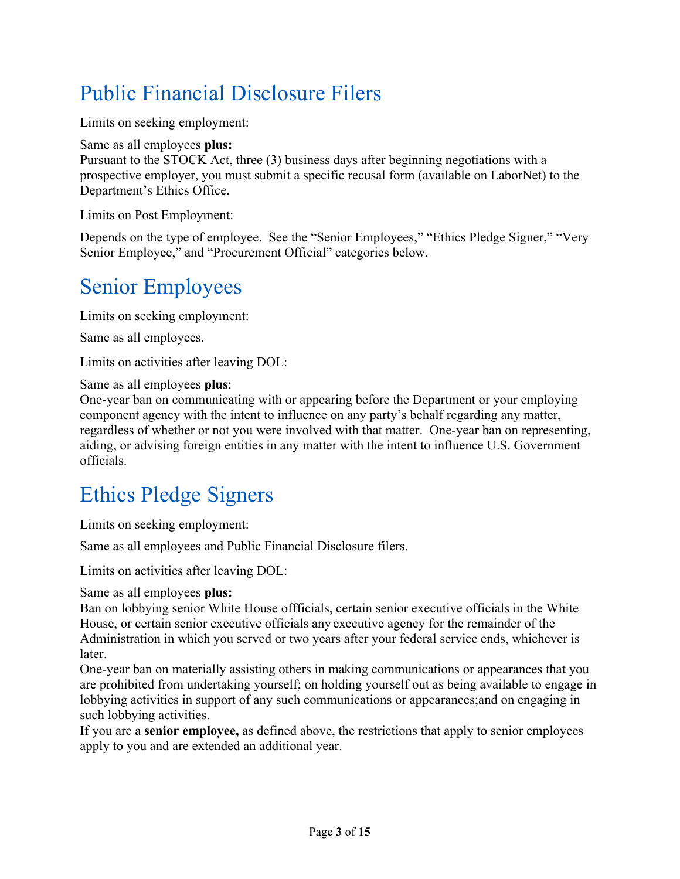# Public Financial Disclosure Filers

Limits on seeking employment:

Same as all employees **plus:**
Pursuant to the STOCK Act, three (3) business days after beginning negotiations with a prospective employer, you must submit a specific recusal form (available on LaborNet) to the Department's Ethics Office.

Limits on Post Employment:

Depends on the type of employee. See the "Senior Employees," "Ethics Pledge Signer," "Very Senior Employee," and "Procurement Official" categories below.

# Senior Employees

Limits on seeking employment:

Same as all employees.

Limits on activities after leaving DOL:

Same as all employees **plus**:
One-year ban on communicating with or appearing before the Department or your employing component agency with the intent to influence on any party's behalf regarding any matter, regardless of whether or not you were involved with that matter. One-year ban on representing, aiding, or advising foreign entities in any matter with the intent to influence U.S. Government officials.

# Ethics Pledge Signers

Limits on seeking employment:

Same as all employees and Public Financial Disclosure filers.

Limits on activities after leaving DOL:

Same as all employees **plus:**
Ban on lobbying senior White House offficials, certain senior executive officials in the White House, or certain senior executive officials any executive agency for the remainder of the Administration in which you served or two years after your federal service ends, whichever is later.
One-year ban on materially assisting others in making communications or appearances that you are prohibited from undertaking yourself; on holding yourself out as being available to engage in lobbying activities in support of any such communications or appearances;and on engaging in such lobbying activities.
If you are a **senior employee,** as defined above, the restrictions that apply to senior employees apply to you and are extended an additional year.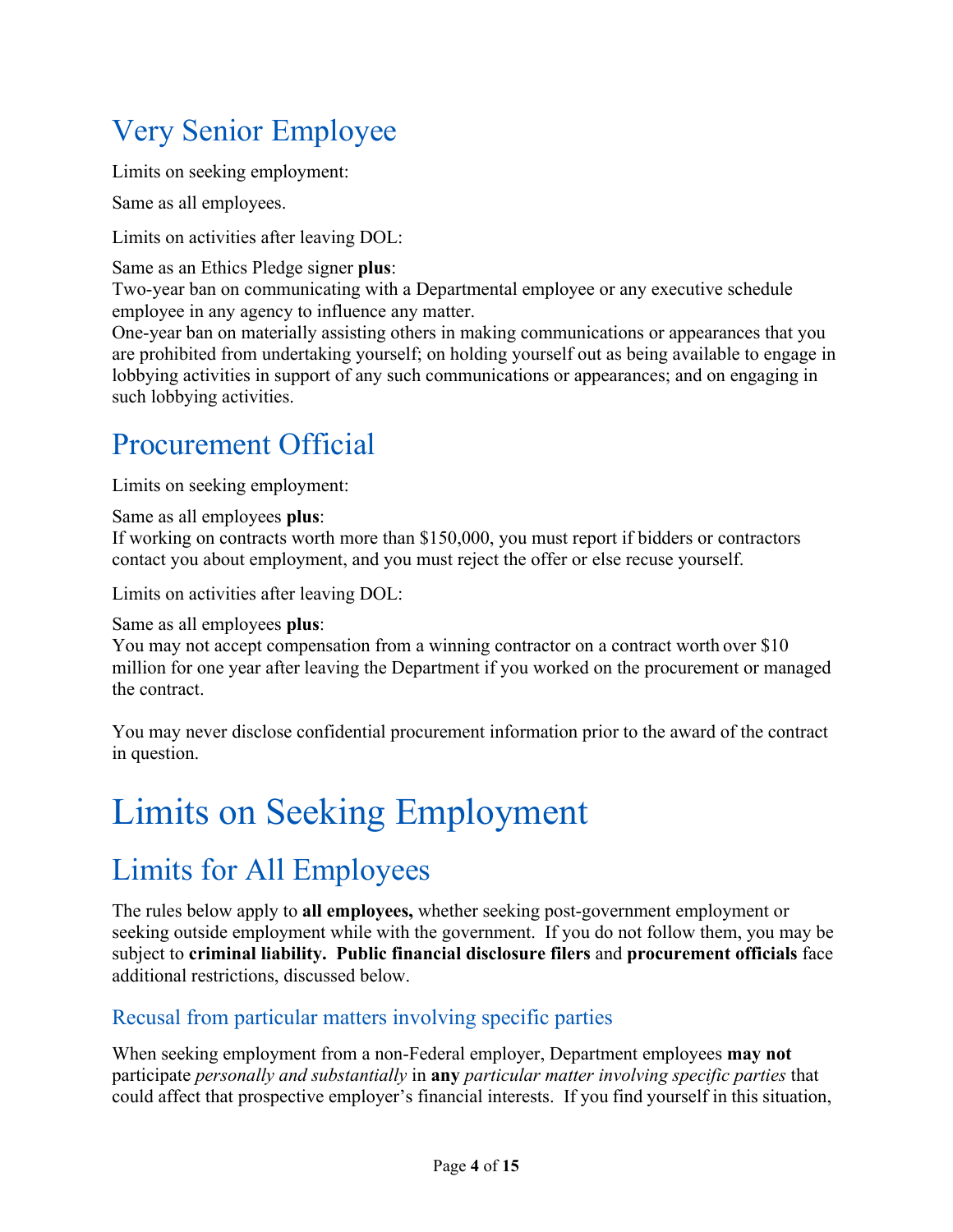## Very Senior Employee

Limits on seeking employment:

Same as all employees.

Limits on activities after leaving DOL:

Same as an Ethics Pledge signer **plus**:
Two-year ban on communicating with a Departmental employee or any executive schedule employee in any agency to influence any matter.
One-year ban on materially assisting others in making communications or appearances that you are prohibited from undertaking yourself; on holding yourself out as being available to engage in lobbying activities in support of any such communications or appearances; and on engaging in such lobbying activities.

## Procurement Official

Limits on seeking employment:

Same as all employees **plus**:
If working on contracts worth more than $150,000, you must report if bidders or contractors contact you about employment, and you must reject the offer or else recuse yourself.

Limits on activities after leaving DOL:

Same as all employees **plus**:
You may not accept compensation from a winning contractor on a contract worth over $10 million for one year after leaving the Department if you worked on the procurement or managed the contract.

You may never disclose confidential procurement information prior to the award of the contract in question.

# Limits on Seeking Employment

## Limits for All Employees

The rules below apply to **all employees,** whether seeking post-government employment or seeking outside employment while with the government. If you do not follow them, you may be subject to **criminal liability. Public financial disclosure filers** and **procurement officials** face additional restrictions, discussed below.

### Recusal from particular matters involving specific parties

When seeking employment from a non-Federal employer, Department employees **may not** participate *personally and substantially* in **any** *particular matter involving specific parties* that could affect that prospective employer's financial interests. If you find yourself in this situation,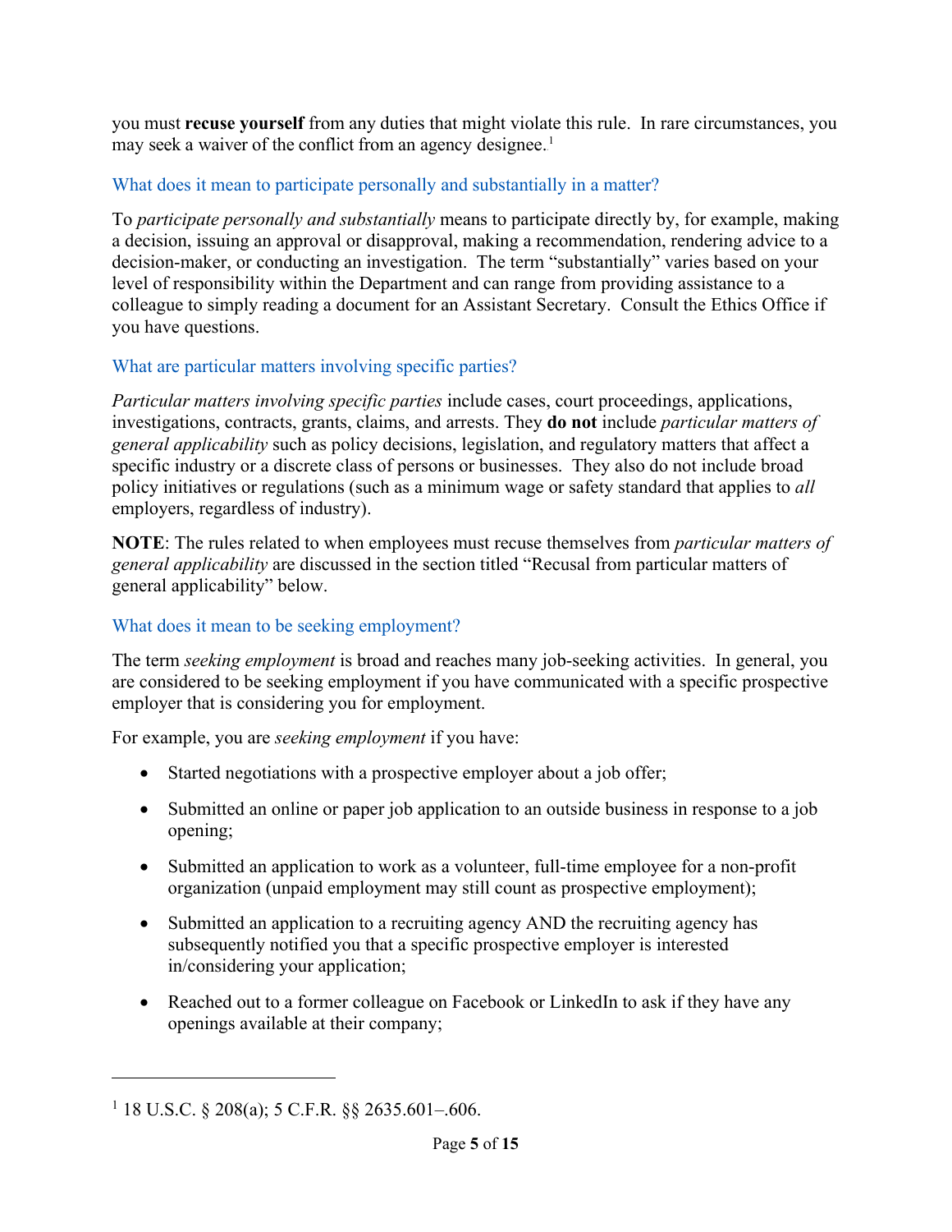you must **recuse yourself** from any duties that might violate this rule. In rare circumstances, you may seek a waiver of the conflict from an agency designee.[1]

### What does it mean to participate personally and substantially in a matter?

To *participate personally and substantially* means to participate directly by, for example, making a decision, issuing an approval or disapproval, making a recommendation, rendering advice to a decision-maker, or conducting an investigation. The term "substantially" varies based on your level of responsibility within the Department and can range from providing assistance to a colleague to simply reading a document for an Assistant Secretary. Consult the Ethics Office if you have questions.

### What are particular matters involving specific parties?

*Particular matters involving specific parties* include cases, court proceedings, applications, investigations, contracts, grants, claims, and arrests. They **do not** include *particular matters of general applicability* such as policy decisions, legislation, and regulatory matters that affect a specific industry or a discrete class of persons or businesses. They also do not include broad policy initiatives or regulations (such as a minimum wage or safety standard that applies to *all* employers, regardless of industry).

**NOTE**: The rules related to when employees must recuse themselves from *particular matters of general applicability* are discussed in the section titled "Recusal from particular matters of general applicability" below.

### What does it mean to be seeking employment?

The term *seeking employment* is broad and reaches many job-seeking activities. In general, you are considered to be seeking employment if you have communicated with a specific prospective employer that is considering you for employment.

For example, you are *seeking employment* if you have:

- Started negotiations with a prospective employer about a job offer;
- Submitted an online or paper job application to an outside business in response to a job opening;
- Submitted an application to work as a volunteer, full-time employee for a non-profit organization (unpaid employment may still count as prospective employment);
- Submitted an application to a recruiting agency AND the recruiting agency has subsequently notified you that a specific prospective employer is interested in/considering your application;
- Reached out to a former colleague on Facebook or LinkedIn to ask if they have any openings available at their company;

---

[1] 18 U.S.C. § 208(a); 5 C.F.R. §§ 2635.601–.606.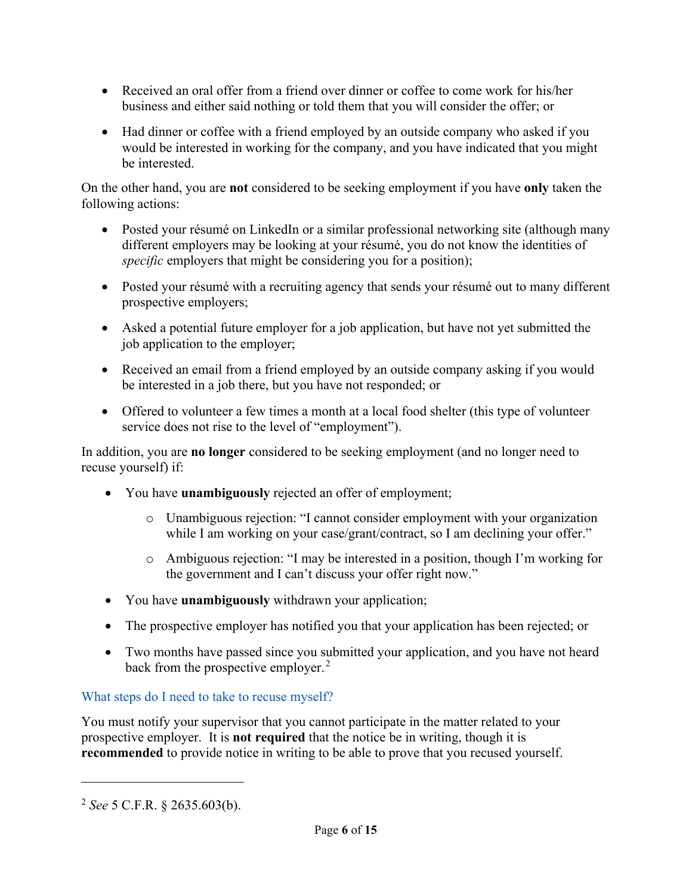- Received an oral offer from a friend over dinner or coffee to come work for his/her business and either said nothing or told them that you will consider the offer; or

- Had dinner or coffee with a friend employed by an outside company who asked if you would be interested in working for the company, and you have indicated that you might be interested.

On the other hand, you are **not** considered to be seeking employment if you have **only** taken the following actions:

- Posted your résumé on LinkedIn or a similar professional networking site (although many different employers may be looking at your résumé, you do not know the identities of *specific* employers that might be considering you for a position);

- Posted your résumé with a recruiting agency that sends your résumé out to many different prospective employers;

- Asked a potential future employer for a job application, but have not yet submitted the job application to the employer;

- Received an email from a friend employed by an outside company asking if you would be interested in a job there, but you have not responded; or

- Offered to volunteer a few times a month at a local food shelter (this type of volunteer service does not rise to the level of "employment").

In addition, you are **no longer** considered to be seeking employment (and no longer need to recuse yourself) if:

- You have **unambiguously** rejected an offer of employment;
  - Unambiguous rejection: "I cannot consider employment with your organization while I am working on your case/grant/contract, so I am declining your offer."
  - Ambiguous rejection: "I may be interested in a position, though I'm working for the government and I can't discuss your offer right now."

- You have **unambiguously** withdrawn your application;

- The prospective employer has notified you that your application has been rejected; or

- Two months have passed since you submitted your application, and you have not heard back from the prospective employer.[2]

### What steps do I need to take to recuse myself?

You must notify your supervisor that you cannot participate in the matter related to your prospective employer. It is **not required** that the notice be in writing, though it is **recommended** to provide notice in writing to be able to prove that you recused yourself.

---

[2] *See* 5 C.F.R. § 2635.603(b).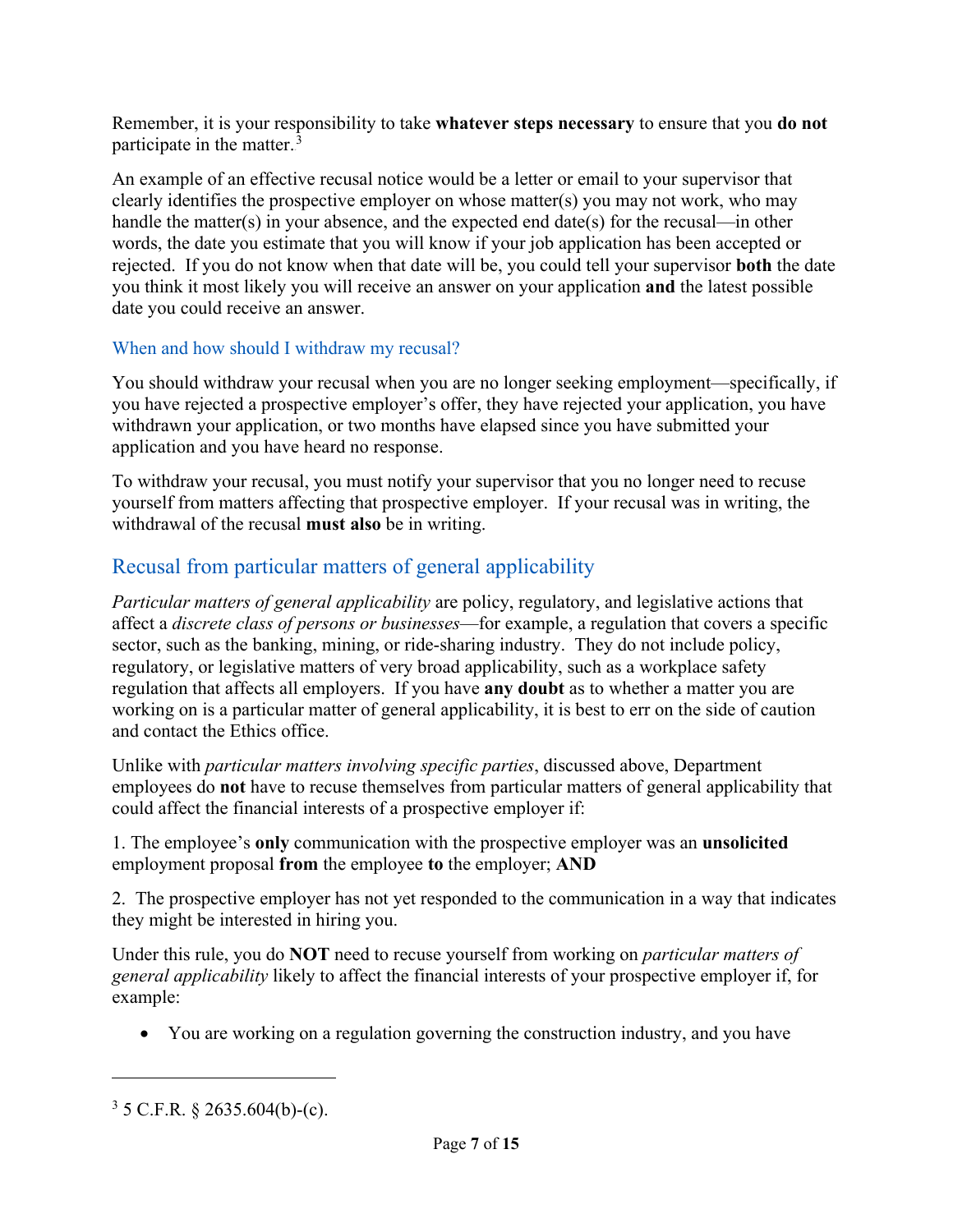Remember, it is your responsibility to take **whatever steps necessary** to ensure that you **do not** participate in the matter.[3]

An example of an effective recusal notice would be a letter or email to your supervisor that clearly identifies the prospective employer on whose matter(s) you may not work, who may handle the matter(s) in your absence, and the expected end date(s) for the recusal—in other words, the date you estimate that you will know if your job application has been accepted or rejected. If you do not know when that date will be, you could tell your supervisor **both** the date you think it most likely you will receive an answer on your application **and** the latest possible date you could receive an answer.

### When and how should I withdraw my recusal?

You should withdraw your recusal when you are no longer seeking employment—specifically, if you have rejected a prospective employer's offer, they have rejected your application, you have withdrawn your application, or two months have elapsed since you have submitted your application and you have heard no response.

To withdraw your recusal, you must notify your supervisor that you no longer need to recuse yourself from matters affecting that prospective employer. If your recusal was in writing, the withdrawal of the recusal **must also** be in writing.

## Recusal from particular matters of general applicability

*Particular matters of general applicability* are policy, regulatory, and legislative actions that affect a *discrete class of persons or businesses*—for example, a regulation that covers a specific sector, such as the banking, mining, or ride-sharing industry. They do not include policy, regulatory, or legislative matters of very broad applicability, such as a workplace safety regulation that affects all employers. If you have **any doubt** as to whether a matter you are working on is a particular matter of general applicability, it is best to err on the side of caution and contact the Ethics office.

Unlike with *particular matters involving specific parties*, discussed above, Department employees do **not** have to recuse themselves from particular matters of general applicability that could affect the financial interests of a prospective employer if:

1. The employee's **only** communication with the prospective employer was an **unsolicited** employment proposal **from** the employee **to** the employer; **AND**

2. The prospective employer has not yet responded to the communication in a way that indicates they might be interested in hiring you.

Under this rule, you do **NOT** need to recuse yourself from working on *particular matters of general applicability* likely to affect the financial interests of your prospective employer if, for example:

- You are working on a regulation governing the construction industry, and you have

---

[3] 5 C.F.R. § 2635.604(b)-(c).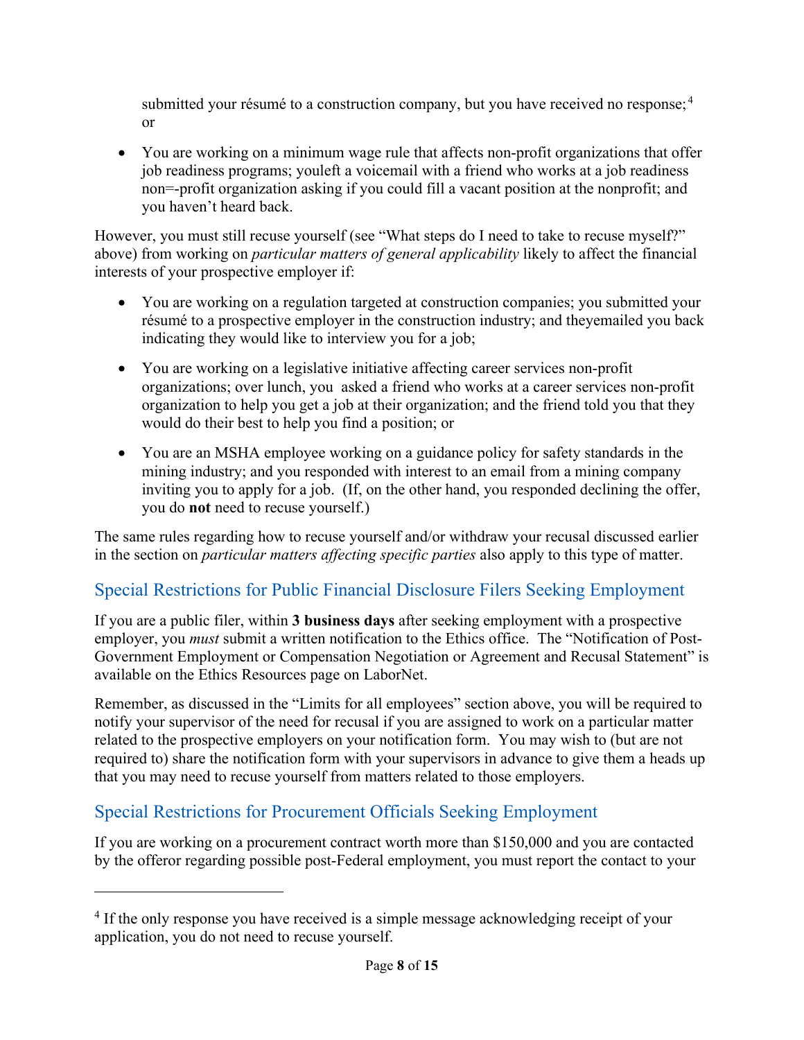submitted your résumé to a construction company, but you have received no response;[4] or

- You are working on a minimum wage rule that affects non-profit organizations that offer job readiness programs; youleft a voicemail with a friend who works at a job readiness non=-profit organization asking if you could fill a vacant position at the nonprofit; and you haven't heard back.

However, you must still recuse yourself (see "What steps do I need to take to recuse myself?" above) from working on *particular matters of general applicability* likely to affect the financial interests of your prospective employer if:

- You are working on a regulation targeted at construction companies; you submitted your résumé to a prospective employer in the construction industry; and theyemailed you back indicating they would like to interview you for a job;
- You are working on a legislative initiative affecting career services non-profit organizations; over lunch, you asked a friend who works at a career services non-profit organization to help you get a job at their organization; and the friend told you that they would do their best to help you find a position; or
- You are an MSHA employee working on a guidance policy for safety standards in the mining industry; and you responded with interest to an email from a mining company inviting you to apply for a job. (If, on the other hand, you responded declining the offer, you do **not** need to recuse yourself.)

The same rules regarding how to recuse yourself and/or withdraw your recusal discussed earlier in the section on *particular matters affecting specific parties* also apply to this type of matter.

## Special Restrictions for Public Financial Disclosure Filers Seeking Employment

If you are a public filer, within **3 business days** after seeking employment with a prospective employer, you *must* submit a written notification to the Ethics office. The "Notification of Post-Government Employment or Compensation Negotiation or Agreement and Recusal Statement" is available on the Ethics Resources page on LaborNet.

Remember, as discussed in the "Limits for all employees" section above, you will be required to notify your supervisor of the need for recusal if you are assigned to work on a particular matter related to the prospective employers on your notification form. You may wish to (but are not required to) share the notification form with your supervisors in advance to give them a heads up that you may need to recuse yourself from matters related to those employers.

## Special Restrictions for Procurement Officials Seeking Employment

If you are working on a procurement contract worth more than $150,000 and you are contacted by the offeror regarding possible post-Federal employment, you must report the contact to your

---

[4] If the only response you have received is a simple message acknowledging receipt of your application, you do not need to recuse yourself.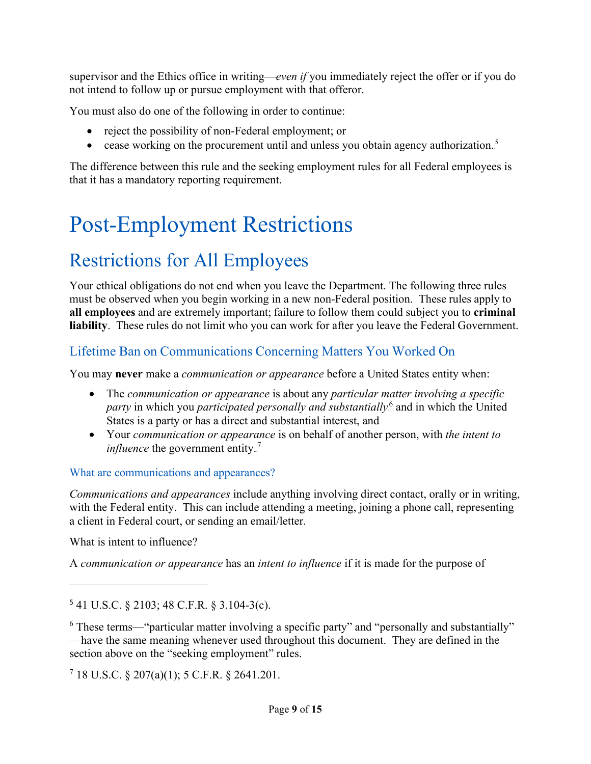supervisor and the Ethics office in writing—*even if* you immediately reject the offer or if you do not intend to follow up or pursue employment with that offeror.

You must also do one of the following in order to continue:

- reject the possibility of non-Federal employment; or
- cease working on the procurement until and unless you obtain agency authorization.[5]

The difference between this rule and the seeking employment rules for all Federal employees is that it has a mandatory reporting requirement.

# Post-Employment Restrictions

## Restrictions for All Employees

Your ethical obligations do not end when you leave the Department. The following three rules must be observed when you begin working in a new non-Federal position. These rules apply to **all employees** and are extremely important; failure to follow them could subject you to **criminal liability**. These rules do not limit who you can work for after you leave the Federal Government.

### Lifetime Ban on Communications Concerning Matters You Worked On

You may **never** make a *communication or appearance* before a United States entity when:

- The *communication or appearance* is about any *particular matter involving a specific party* in which you *participated personally and substantially*[6] and in which the United States is a party or has a direct and substantial interest, and
- Your *communication or appearance* is on behalf of another person, with *the intent to influence* the government entity.[7]

#### What are communications and appearances?

*Communications and appearances* include anything involving direct contact, orally or in writing, with the Federal entity. This can include attending a meeting, joining a phone call, representing a client in Federal court, or sending an email/letter.

What is intent to influence?

A *communication or appearance* has an *intent to influence* if it is made for the purpose of

---

[5] 41 U.S.C. § 2103; 48 C.F.R. § 3.104-3(c).

[6] These terms—"particular matter involving a specific party" and "personally and substantially" —have the same meaning whenever used throughout this document. They are defined in the section above on the "seeking employment" rules.

[7] 18 U.S.C. § 207(a)(1); 5 C.F.R. § 2641.201.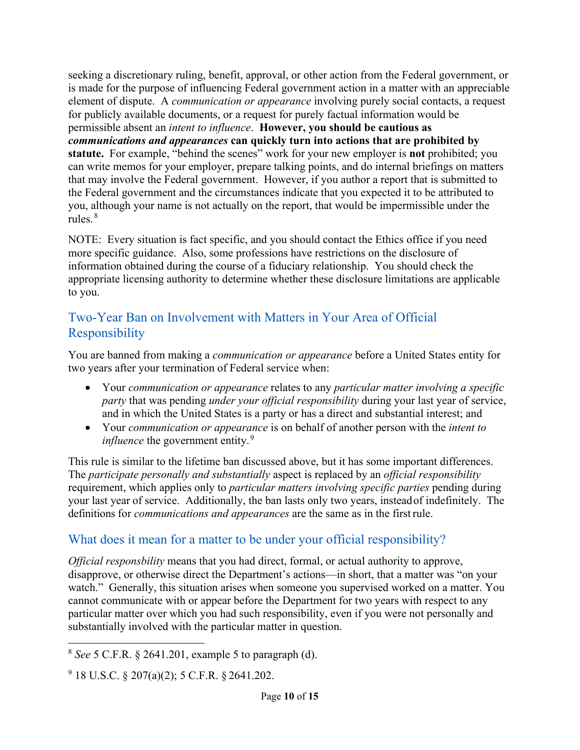seeking a discretionary ruling, benefit, approval, or other action from the Federal government, or is made for the purpose of influencing Federal government action in a matter with an appreciable element of dispute. A *communication or appearance* involving purely social contacts, a request for publicly available documents, or a request for purely factual information would be permissible absent an *intent to influence*. **However, you should be cautious as *communications and appearances* can quickly turn into actions that are prohibited by statute.** For example, "behind the scenes" work for your new employer is **not** prohibited; you can write memos for your employer, prepare talking points, and do internal briefings on matters that may involve the Federal government. However, if you author a report that is submitted to the Federal government and the circumstances indicate that you expected it to be attributed to you, although your name is not actually on the report, that would be impermissible under the rules.[8]

NOTE: Every situation is fact specific, and you should contact the Ethics office if you need more specific guidance. Also, some professions have restrictions on the disclosure of information obtained during the course of a fiduciary relationship. You should check the appropriate licensing authority to determine whether these disclosure limitations are applicable to you.

## Two-Year Ban on Involvement with Matters in Your Area of Official Responsibility

You are banned from making a *communication or appearance* before a United States entity for two years after your termination of Federal service when:

- Your *communication or appearance* relates to any *particular matter involving a specific party* that was pending *under your official responsibility* during your last year of service, and in which the United States is a party or has a direct and substantial interest; and
- Your *communication or appearance* is on behalf of another person with the *intent to influence* the government entity.[9]

This rule is similar to the lifetime ban discussed above, but it has some important differences. The *participate personally and substantially* aspect is replaced by an *official responsibility* requirement, which applies only to *particular matters involving specific parties* pending during your last year of service. Additionally, the ban lasts only two years, instead of indefinitely. The definitions for *communications and appearances* are the same as in the first rule.

## What does it mean for a matter to be under your official responsibility?

*Official responsbility* means that you had direct, formal, or actual authority to approve, disapprove, or otherwise direct the Department's actions—in short, that a matter was "on your watch." Generally, this situation arises when someone you supervised worked on a matter. You cannot communicate with or appear before the Department for two years with respect to any particular matter over which you had such responsibility, even if you were not personally and substantially involved with the particular matter in question.

---

[8] *See* 5 C.F.R. § 2641.201, example 5 to paragraph (d).

[9] 18 U.S.C. § 207(a)(2); 5 C.F.R. § 2641.202.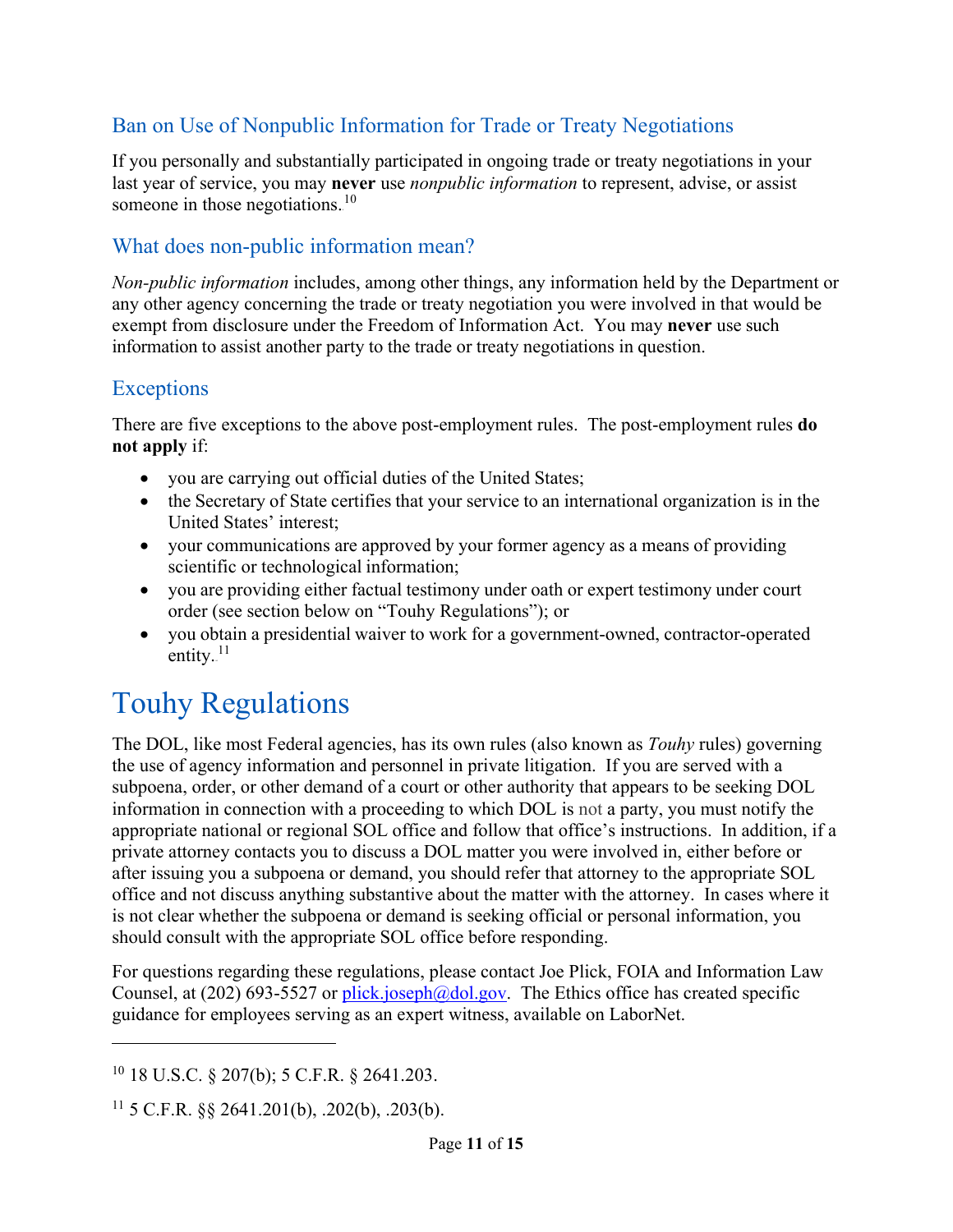### Ban on Use of Nonpublic Information for Trade or Treaty Negotiations

If you personally and substantially participated in ongoing trade or treaty negotiations in your last year of service, you may **never** use *nonpublic information* to represent, advise, or assist someone in those negotiations.[10]

### What does non-public information mean?

*Non-public information* includes, among other things, any information held by the Department or any other agency concerning the trade or treaty negotiation you were involved in that would be exempt from disclosure under the Freedom of Information Act. You may **never** use such information to assist another party to the trade or treaty negotiations in question.

### Exceptions

There are five exceptions to the above post-employment rules. The post-employment rules **do not apply** if:

- you are carrying out official duties of the United States;
- the Secretary of State certifies that your service to an international organization is in the United States' interest;
- your communications are approved by your former agency as a means of providing scientific or technological information;
- you are providing either factual testimony under oath or expert testimony under court order (see section below on "Touhy Regulations"); or
- you obtain a presidential waiver to work for a government-owned, contractor-operated entity.[11]

# Touhy Regulations

The DOL, like most Federal agencies, has its own rules (also known as *Touhy* rules) governing the use of agency information and personnel in private litigation. If you are served with a subpoena, order, or other demand of a court or other authority that appears to be seeking DOL information in connection with a proceeding to which DOL is not a party, you must notify the appropriate national or regional SOL office and follow that office's instructions. In addition, if a private attorney contacts you to discuss a DOL matter you were involved in, either before or after issuing you a subpoena or demand, you should refer that attorney to the appropriate SOL office and not discuss anything substantive about the matter with the attorney. In cases where it is not clear whether the subpoena or demand is seeking official or personal information, you should consult with the appropriate SOL office before responding.

For questions regarding these regulations, please contact Joe Plick, FOIA and Information Law Counsel, at (202) 693-5527 or plick.joseph@dol.gov. The Ethics office has created specific guidance for employees serving as an expert witness, available on LaborNet.

---

[10] 18 U.S.C. § 207(b); 5 C.F.R. § 2641.203.

[11] 5 C.F.R. §§ 2641.201(b), .202(b), .203(b).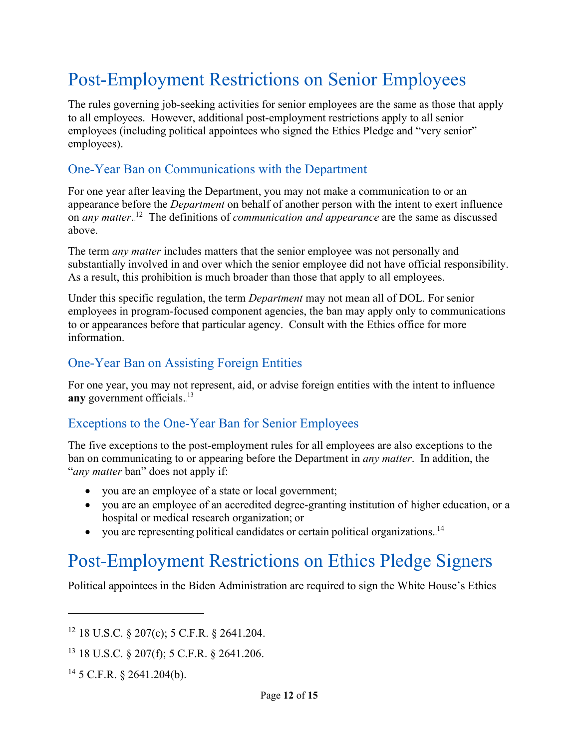# Post-Employment Restrictions on Senior Employees

The rules governing job-seeking activities for senior employees are the same as those that apply to all employees. However, additional post-employment restrictions apply to all senior employees (including political appointees who signed the Ethics Pledge and "very senior" employees).

## One-Year Ban on Communications with the Department

For one year after leaving the Department, you may not make a communication to or an appearance before the *Department* on behalf of another person with the intent to exert influence on *any matter*.[12] The definitions of *communication and appearance* are the same as discussed above.

The term *any matter* includes matters that the senior employee was not personally and substantially involved in and over which the senior employee did not have official responsibility. As a result, this prohibition is much broader than those that apply to all employees.

Under this specific regulation, the term *Department* may not mean all of DOL. For senior employees in program-focused component agencies, the ban may apply only to communications to or appearances before that particular agency. Consult with the Ethics office for more information.

## One-Year Ban on Assisting Foreign Entities

For one year, you may not represent, aid, or advise foreign entities with the intent to influence **any** government officials.[13]

## Exceptions to the One-Year Ban for Senior Employees

The five exceptions to the post-employment rules for all employees are also exceptions to the ban on communicating to or appearing before the Department in *any matter*. In addition, the "*any matter* ban" does not apply if:

- you are an employee of a state or local government;
- you are an employee of an accredited degree-granting institution of higher education, or a hospital or medical research organization; or
- you are representing political candidates or certain political organizations.[14]

# Post-Employment Restrictions on Ethics Pledge Signers

Political appointees in the Biden Administration are required to sign the White House's Ethics

---

[12] 18 U.S.C. § 207(c); 5 C.F.R. § 2641.204.

[13] 18 U.S.C. § 207(f); 5 C.F.R. § 2641.206.

[14] 5 C.F.R. § 2641.204(b).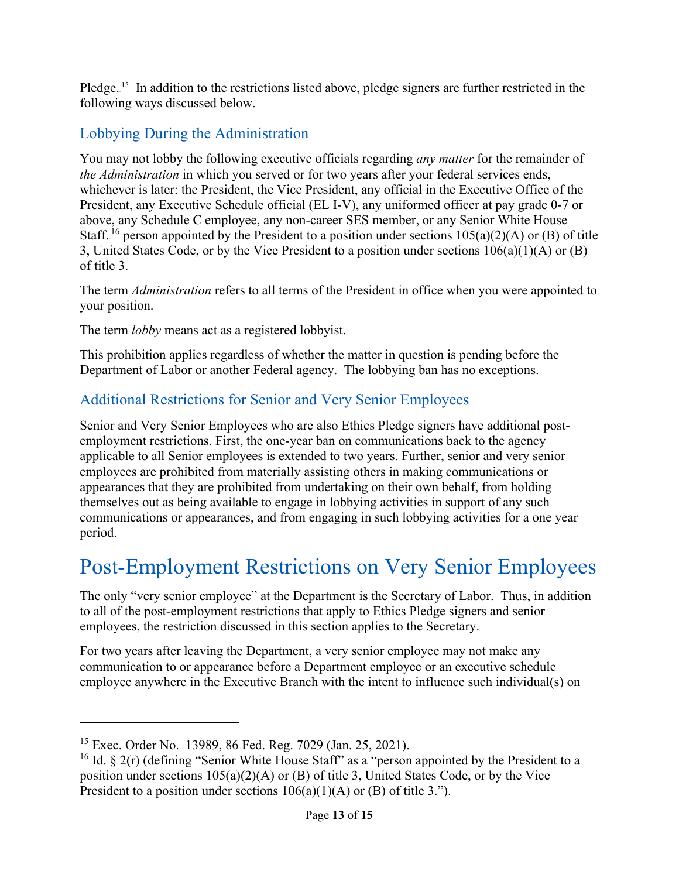Pledge.[15] In addition to the restrictions listed above, pledge signers are further restricted in the following ways discussed below.

## Lobbying During the Administration

You may not lobby the following executive officials regarding *any matter* for the remainder of *the Administration* in which you served or for two years after your federal services ends, whichever is later: the President, the Vice President, any official in the Executive Office of the President, any Executive Schedule official (EL I-V), any uniformed officer at pay grade 0-7 or above, any Schedule C employee, any non-career SES member, or any Senior White House Staff.[16] person appointed by the President to a position under sections 105(a)(2)(A) or (B) of title 3, United States Code, or by the Vice President to a position under sections 106(a)(1)(A) or (B) of title 3.

The term *Administration* refers to all terms of the President in office when you were appointed to your position.

The term *lobby* means act as a registered lobbyist.

This prohibition applies regardless of whether the matter in question is pending before the Department of Labor or another Federal agency. The lobbying ban has no exceptions.

## Additional Restrictions for Senior and Very Senior Employees

Senior and Very Senior Employees who are also Ethics Pledge signers have additional post-employment restrictions. First, the one-year ban on communications back to the agency applicable to all Senior employees is extended to two years. Further, senior and very senior employees are prohibited from materially assisting others in making communications or appearances that they are prohibited from undertaking on their own behalf, from holding themselves out as being available to engage in lobbying activities in support of any such communications or appearances, and from engaging in such lobbying activities for a one year period.

# Post-Employment Restrictions on Very Senior Employees

The only "very senior employee" at the Department is the Secretary of Labor. Thus, in addition to all of the post-employment restrictions that apply to Ethics Pledge signers and senior employees, the restriction discussed in this section applies to the Secretary.

For two years after leaving the Department, a very senior employee may not make any communication to or appearance before a Department employee or an executive schedule employee anywhere in the Executive Branch with the intent to influence such individual(s) on

---

[15] Exec. Order No. 13989, 86 Fed. Reg. 7029 (Jan. 25, 2021).

[16] Id. § 2(r) (defining "Senior White House Staff" as a "person appointed by the President to a position under sections 105(a)(2)(A) or (B) of title 3, United States Code, or by the Vice President to a position under sections 106(a)(1)(A) or (B) of title 3.").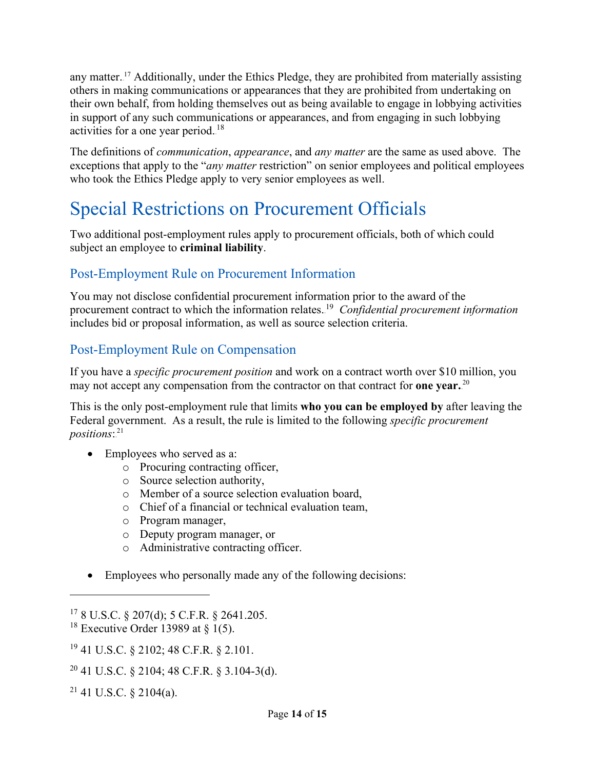any matter.[17] Additionally, under the Ethics Pledge, they are prohibited from materially assisting others in making communications or appearances that they are prohibited from undertaking on their own behalf, from holding themselves out as being available to engage in lobbying activities in support of any such communications or appearances, and from engaging in such lobbying activities for a one year period.[18]

The definitions of *communication*, *appearance*, and *any matter* are the same as used above. The exceptions that apply to the "*any matter* restriction" on senior employees and political employees who took the Ethics Pledge apply to very senior employees as well.

# Special Restrictions on Procurement Officials

Two additional post-employment rules apply to procurement officials, both of which could subject an employee to **criminal liability**.

## Post-Employment Rule on Procurement Information

You may not disclose confidential procurement information prior to the award of the procurement contract to which the information relates.[19] *Confidential procurement information* includes bid or proposal information, as well as source selection criteria.

## Post-Employment Rule on Compensation

If you have a *specific procurement position* and work on a contract worth over $10 million, you may not accept any compensation from the contractor on that contract for **one year.**[20]

This is the only post-employment rule that limits **who you can be employed by** after leaving the Federal government. As a result, the rule is limited to the following *specific procurement positions*:[21]

- Employees who served as a:
  - Procuring contracting officer,
  - Source selection authority,
  - Member of a source selection evaluation board,
  - Chief of a financial or technical evaluation team,
  - Program manager,
  - Deputy program manager, or
  - Administrative contracting officer.

- Employees who personally made any of the following decisions:

---

[17] 8 U.S.C. § 207(d); 5 C.F.R. § 2641.205.

[18] Executive Order 13989 at § 1(5).

[19] 41 U.S.C. § 2102; 48 C.F.R. § 2.101.

[20] 41 U.S.C. § 2104; 48 C.F.R. § 3.104-3(d).

[21] 41 U.S.C. § 2104(a).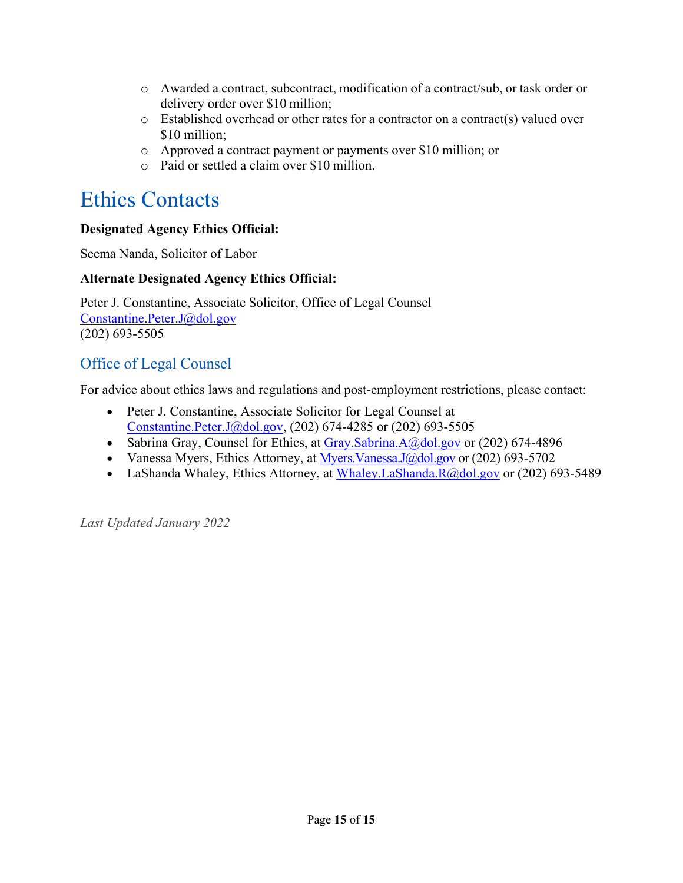- Awarded a contract, subcontract, modification of a contract/sub, or task order or delivery order over $10 million;
  - Established overhead or other rates for a contractor on a contract(s) valued over $10 million;
  - Approved a contract payment or payments over $10 million; or
  - Paid or settled a claim over $10 million.

# Ethics Contacts

**Designated Agency Ethics Official:**

Seema Nanda, Solicitor of Labor

**Alternate Designated Agency Ethics Official:**

Peter J. Constantine, Associate Solicitor, Office of Legal Counsel
Constantine.Peter.J@dol.gov
(202) 693-5505

## Office of Legal Counsel

For advice about ethics laws and regulations and post-employment restrictions, please contact:

- Peter J. Constantine, Associate Solicitor for Legal Counsel at Constantine.Peter.J@dol.gov, (202) 674-4285 or (202) 693-5505
- Sabrina Gray, Counsel for Ethics, at Gray.Sabrina.A@dol.gov or (202) 674-4896
- Vanessa Myers, Ethics Attorney, at Myers.Vanessa.J@dol.gov or (202) 693-5702
- LaShanda Whaley, Ethics Attorney, at Whaley.LaShanda.R@dol.gov or (202) 693-5489

*Last Updated January 2022*